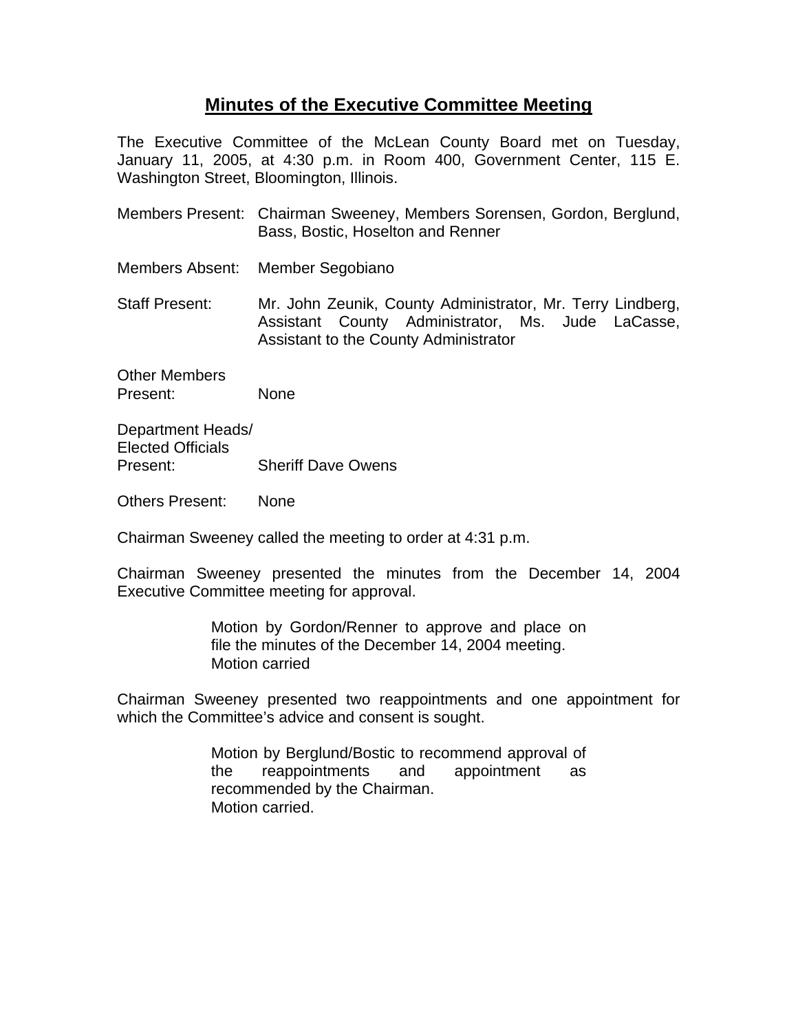# Minutes of the Executive Committee Meeting

The Executive Committee of the McLean County Board met on Tuesday, January 11, 2005, at 4:30 p.m. in Room 400, Government Center, 115 E. Washington Street, Bloomington, Illinois.

Members Present: Chairman Sweeney, Members Sorensen, Gordon, Berglund, Bass, Bostic, Hoselton and Renner

Members Absent: Member Segobiano

Staff Present: Mr. John Zeunik, County Administrator, Mr. Terry Lindberg, Assistant County Administrator, Ms. Jude LaCasse, Assistant to the County Administrator

Other Members Present: None

Department Heads/ Elected Officials Present: Sheriff Dave Owens

Others Present: None

Chairman Sweeney called the meeting to order at 4:31 p.m.

Chairman Sweeney presented the minutes from the December 14, 2004 Executive Committee meeting for approval.

> Motion by Gordon/Renner to approve and place on file the minutes of the December 14, 2004 meeting.
> Motion carried

Chairman Sweeney presented two reappointments and one appointment for which the Committee's advice and consent is sought.

> Motion by Berglund/Bostic to recommend approval of the reappointments and appointment as recommended by the Chairman.
> Motion carried.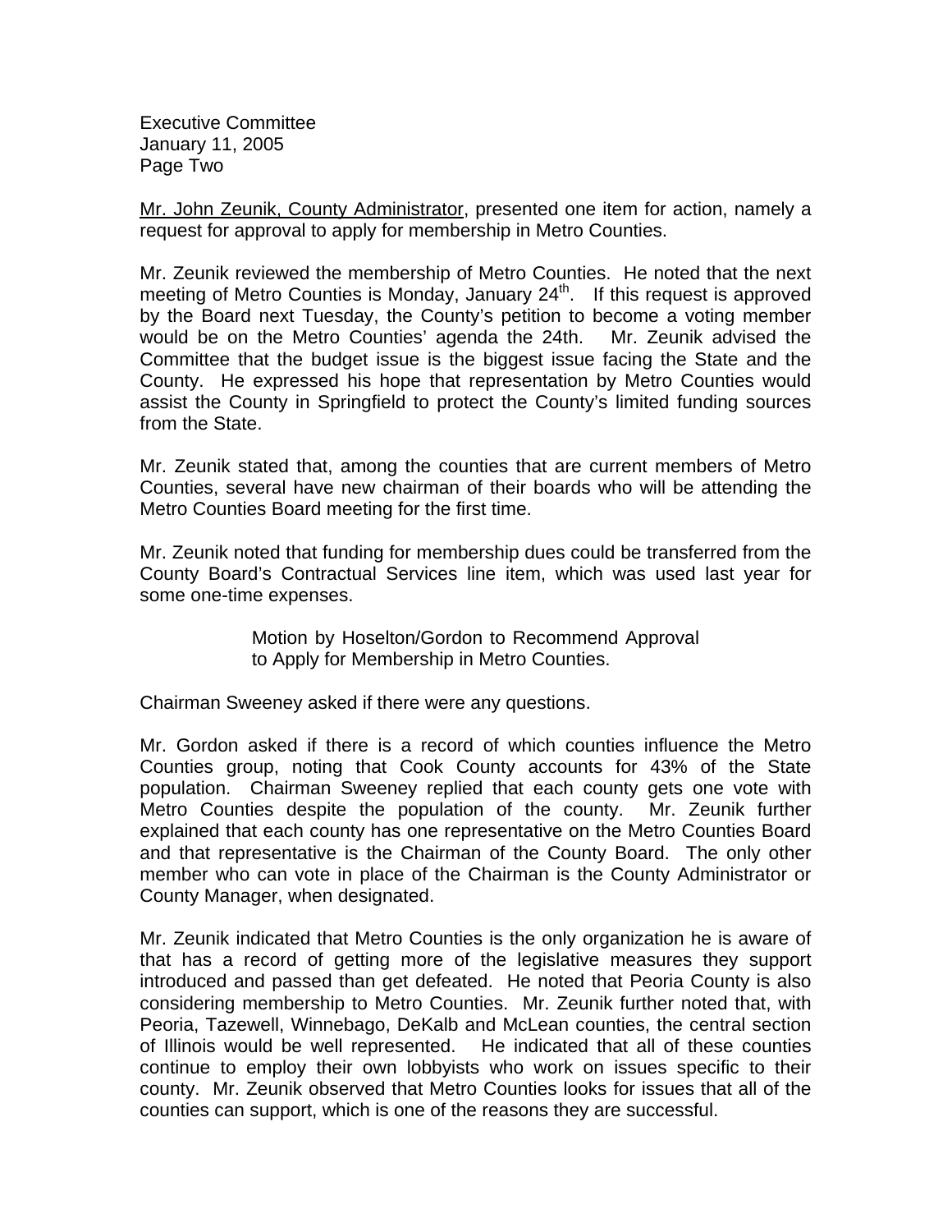Mr. John Zeunik, County Administrator, presented one item for action, namely a request for approval to apply for membership in Metro Counties.

Mr. Zeunik reviewed the membership of Metro Counties. He noted that the next meeting of Metro Counties is Monday, January 24th. If this request is approved by the Board next Tuesday, the County's petition to become a voting member would be on the Metro Counties' agenda the 24th. Mr. Zeunik advised the Committee that the budget issue is the biggest issue facing the State and the County. He expressed his hope that representation by Metro Counties would assist the County in Springfield to protect the County's limited funding sources from the State.

Mr. Zeunik stated that, among the counties that are current members of Metro Counties, several have new chairman of their boards who will be attending the Metro Counties Board meeting for the first time.

Mr. Zeunik noted that funding for membership dues could be transferred from the County Board's Contractual Services line item, which was used last year for some one-time expenses.

> Motion by Hoselton/Gordon to Recommend Approval to Apply for Membership in Metro Counties.

Chairman Sweeney asked if there were any questions.

Mr. Gordon asked if there is a record of which counties influence the Metro Counties group, noting that Cook County accounts for 43% of the State population. Chairman Sweeney replied that each county gets one vote with Metro Counties despite the population of the county. Mr. Zeunik further explained that each county has one representative on the Metro Counties Board and that representative is the Chairman of the County Board. The only other member who can vote in place of the Chairman is the County Administrator or County Manager, when designated.

Mr. Zeunik indicated that Metro Counties is the only organization he is aware of that has a record of getting more of the legislative measures they support introduced and passed than get defeated. He noted that Peoria County is also considering membership to Metro Counties. Mr. Zeunik further noted that, with Peoria, Tazewell, Winnebago, DeKalb and McLean counties, the central section of Illinois would be well represented. He indicated that all of these counties continue to employ their own lobbyists who work on issues specific to their county. Mr. Zeunik observed that Metro Counties looks for issues that all of the counties can support, which is one of the reasons they are successful.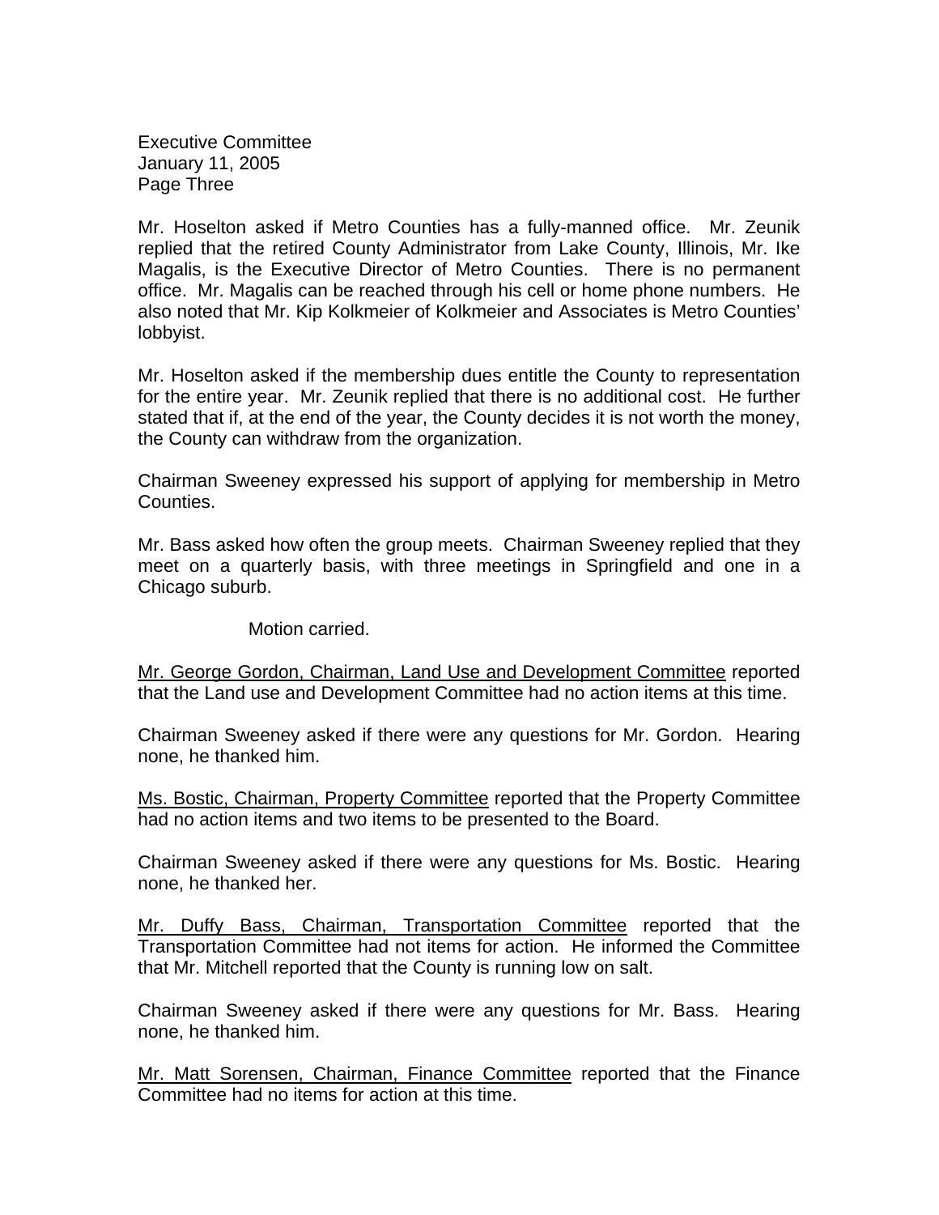Mr. Hoselton asked if Metro Counties has a fully-manned office. Mr. Zeunik replied that the retired County Administrator from Lake County, Illinois, Mr. Ike Magalis, is the Executive Director of Metro Counties. There is no permanent office. Mr. Magalis can be reached through his cell or home phone numbers. He also noted that Mr. Kip Kolkmeier of Kolkmeier and Associates is Metro Counties' lobbyist.

Mr. Hoselton asked if the membership dues entitle the County to representation for the entire year. Mr. Zeunik replied that there is no additional cost. He further stated that if, at the end of the year, the County decides it is not worth the money, the County can withdraw from the organization.

Chairman Sweeney expressed his support of applying for membership in Metro Counties.

Mr. Bass asked how often the group meets. Chairman Sweeney replied that they meet on a quarterly basis, with three meetings in Springfield and one in a Chicago suburb.

Motion carried.

<u>Mr. George Gordon, Chairman, Land Use and Development Committee</u> reported that the Land use and Development Committee had no action items at this time.

Chairman Sweeney asked if there were any questions for Mr. Gordon. Hearing none, he thanked him.

<u>Ms. Bostic, Chairman, Property Committee</u> reported that the Property Committee had no action items and two items to be presented to the Board.

Chairman Sweeney asked if there were any questions for Ms. Bostic. Hearing none, he thanked her.

<u>Mr. Duffy Bass, Chairman, Transportation Committee</u> reported that the Transportation Committee had not items for action. He informed the Committee that Mr. Mitchell reported that the County is running low on salt.

Chairman Sweeney asked if there were any questions for Mr. Bass. Hearing none, he thanked him.

<u>Mr. Matt Sorensen, Chairman, Finance Committee</u> reported that the Finance Committee had no items for action at this time.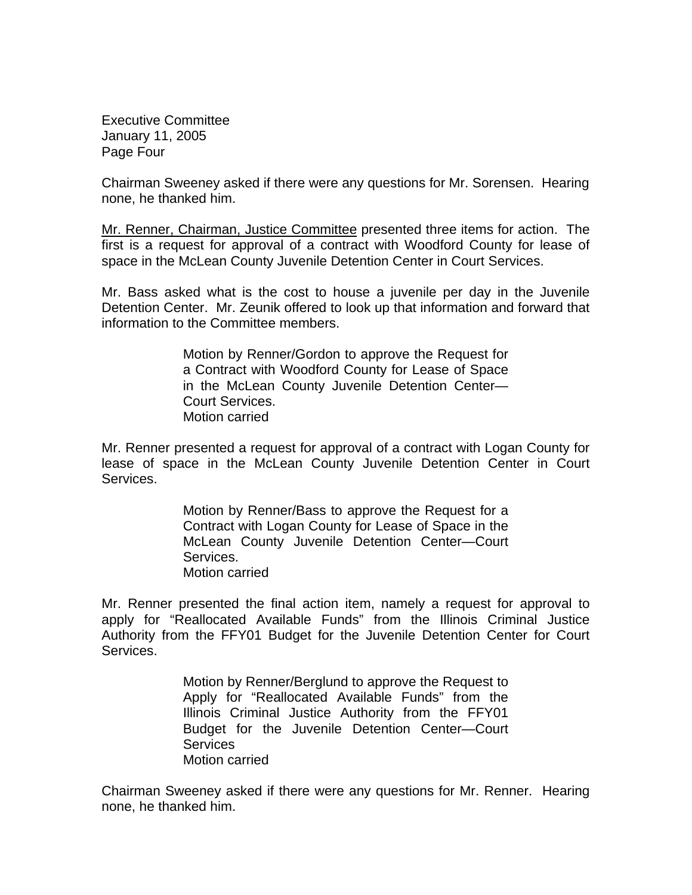Chairman Sweeney asked if there were any questions for Mr. Sorensen. Hearing none, he thanked him.

Mr. Renner, Chairman, Justice Committee presented three items for action. The first is a request for approval of a contract with Woodford County for lease of space in the McLean County Juvenile Detention Center in Court Services.

Mr. Bass asked what is the cost to house a juvenile per day in the Juvenile Detention Center. Mr. Zeunik offered to look up that information and forward that information to the Committee members.

> Motion by Renner/Gordon to approve the Request for a Contract with Woodford County for Lease of Space in the McLean County Juvenile Detention Center—Court Services.
> Motion carried

Mr. Renner presented a request for approval of a contract with Logan County for lease of space in the McLean County Juvenile Detention Center in Court Services.

> Motion by Renner/Bass to approve the Request for a Contract with Logan County for Lease of Space in the McLean County Juvenile Detention Center—Court Services.
> Motion carried

Mr. Renner presented the final action item, namely a request for approval to apply for "Reallocated Available Funds" from the Illinois Criminal Justice Authority from the FFY01 Budget for the Juvenile Detention Center for Court Services.

> Motion by Renner/Berglund to approve the Request to Apply for "Reallocated Available Funds" from the Illinois Criminal Justice Authority from the FFY01 Budget for the Juvenile Detention Center—Court Services
> Motion carried

Chairman Sweeney asked if there were any questions for Mr. Renner. Hearing none, he thanked him.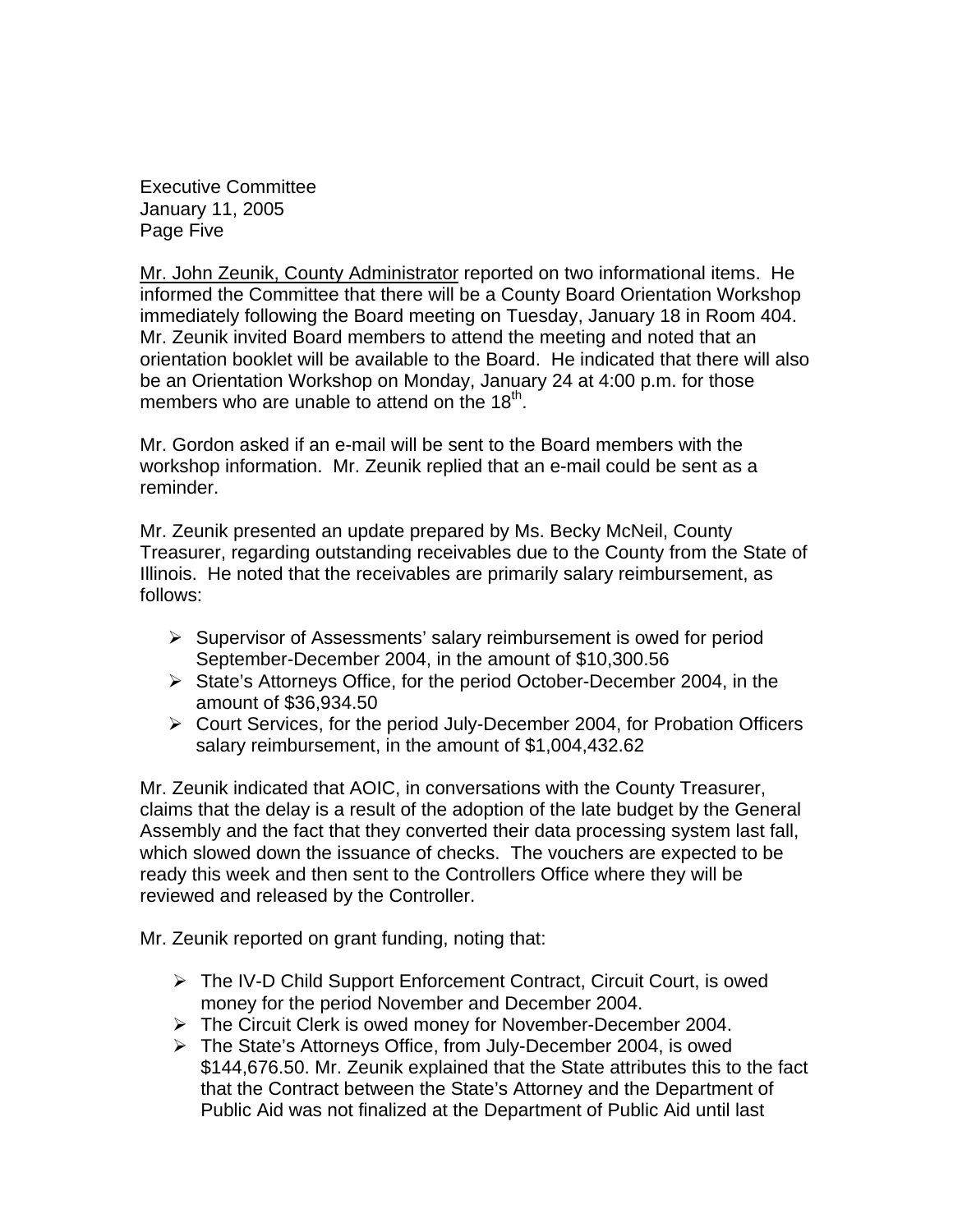Mr. John Zeunik, County Administrator reported on two informational items. He informed the Committee that there will be a County Board Orientation Workshop immediately following the Board meeting on Tuesday, January 18 in Room 404. Mr. Zeunik invited Board members to attend the meeting and noted that an orientation booklet will be available to the Board. He indicated that there will also be an Orientation Workshop on Monday, January 24 at 4:00 p.m. for those members who are unable to attend on the 18th.

Mr. Gordon asked if an e-mail will be sent to the Board members with the workshop information. Mr. Zeunik replied that an e-mail could be sent as a reminder.

Mr. Zeunik presented an update prepared by Ms. Becky McNeil, County Treasurer, regarding outstanding receivables due to the County from the State of Illinois. He noted that the receivables are primarily salary reimbursement, as follows:

- Supervisor of Assessments' salary reimbursement is owed for period September-December 2004, in the amount of $10,300.56
- State's Attorneys Office, for the period October-December 2004, in the amount of $36,934.50
- Court Services, for the period July-December 2004, for Probation Officers salary reimbursement, in the amount of $1,004,432.62

Mr. Zeunik indicated that AOIC, in conversations with the County Treasurer, claims that the delay is a result of the adoption of the late budget by the General Assembly and the fact that they converted their data processing system last fall, which slowed down the issuance of checks. The vouchers are expected to be ready this week and then sent to the Controllers Office where they will be reviewed and released by the Controller.

Mr. Zeunik reported on grant funding, noting that:

- The IV-D Child Support Enforcement Contract, Circuit Court, is owed money for the period November and December 2004.
- The Circuit Clerk is owed money for November-December 2004.
- The State's Attorneys Office, from July-December 2004, is owed $144,676.50. Mr. Zeunik explained that the State attributes this to the fact that the Contract between the State's Attorney and the Department of Public Aid was not finalized at the Department of Public Aid until last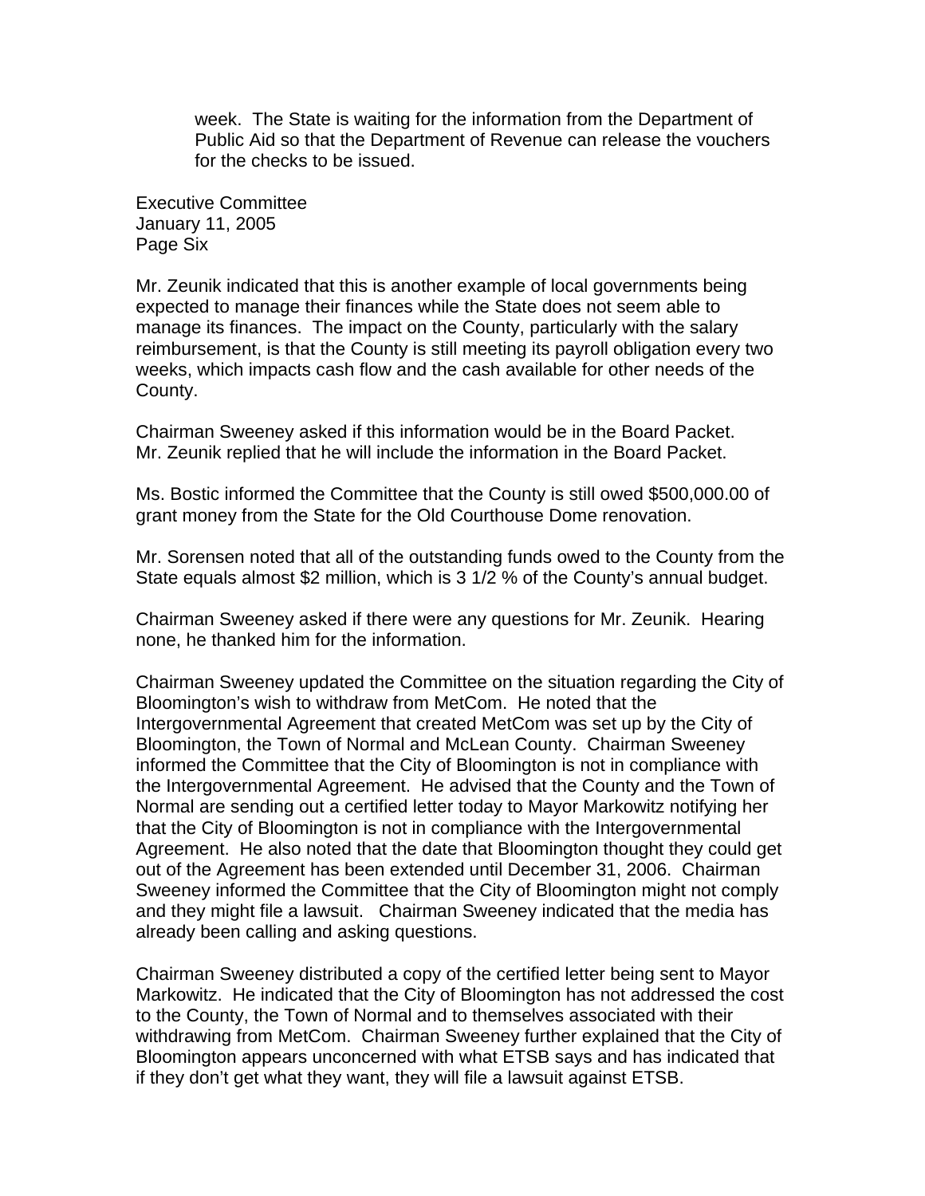week. The State is waiting for the information from the Department of Public Aid so that the Department of Revenue can release the vouchers for the checks to be issued.

Executive Committee
January 11, 2005
Page Six

Mr. Zeunik indicated that this is another example of local governments being expected to manage their finances while the State does not seem able to manage its finances. The impact on the County, particularly with the salary reimbursement, is that the County is still meeting its payroll obligation every two weeks, which impacts cash flow and the cash available for other needs of the County.

Chairman Sweeney asked if this information would be in the Board Packet. Mr. Zeunik replied that he will include the information in the Board Packet.

Ms. Bostic informed the Committee that the County is still owed $500,000.00 of grant money from the State for the Old Courthouse Dome renovation.

Mr. Sorensen noted that all of the outstanding funds owed to the County from the State equals almost $2 million, which is 3 1/2 % of the County's annual budget.

Chairman Sweeney asked if there were any questions for Mr. Zeunik. Hearing none, he thanked him for the information.

Chairman Sweeney updated the Committee on the situation regarding the City of Bloomington's wish to withdraw from MetCom. He noted that the Intergovernmental Agreement that created MetCom was set up by the City of Bloomington, the Town of Normal and McLean County. Chairman Sweeney informed the Committee that the City of Bloomington is not in compliance with the Intergovernmental Agreement. He advised that the County and the Town of Normal are sending out a certified letter today to Mayor Markowitz notifying her that the City of Bloomington is not in compliance with the Intergovernmental Agreement. He also noted that the date that Bloomington thought they could get out of the Agreement has been extended until December 31, 2006. Chairman Sweeney informed the Committee that the City of Bloomington might not comply and they might file a lawsuit. Chairman Sweeney indicated that the media has already been calling and asking questions.

Chairman Sweeney distributed a copy of the certified letter being sent to Mayor Markowitz. He indicated that the City of Bloomington has not addressed the cost to the County, the Town of Normal and to themselves associated with their withdrawing from MetCom. Chairman Sweeney further explained that the City of Bloomington appears unconcerned with what ETSB says and has indicated that if they don't get what they want, they will file a lawsuit against ETSB.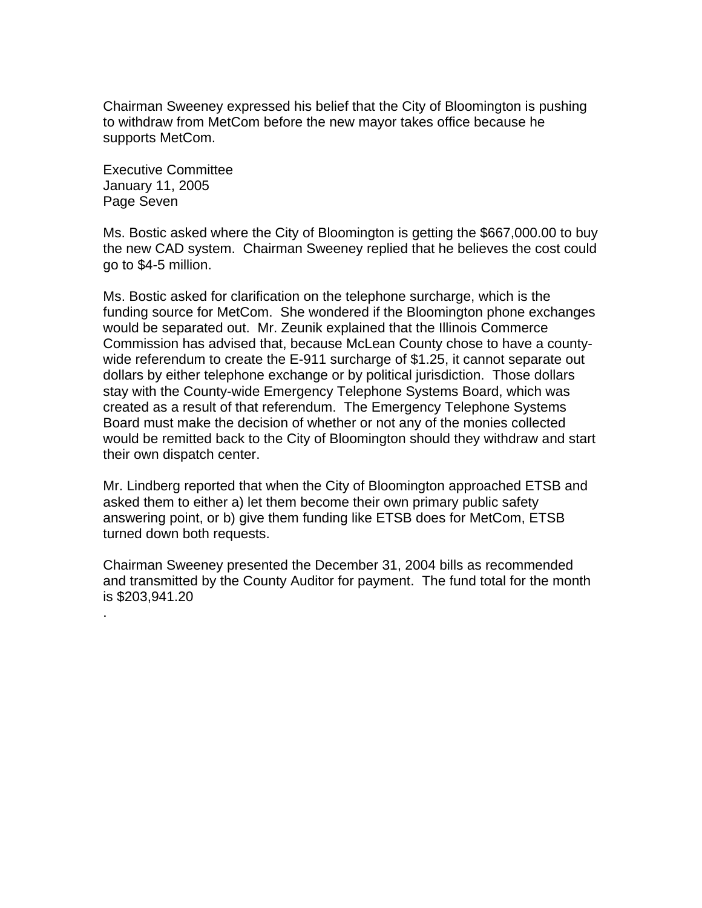Chairman Sweeney expressed his belief that the City of Bloomington is pushing to withdraw from MetCom before the new mayor takes office because he supports MetCom.

Ms. Bostic asked where the City of Bloomington is getting the $667,000.00 to buy the new CAD system. Chairman Sweeney replied that he believes the cost could go to $4-5 million.

Ms. Bostic asked for clarification on the telephone surcharge, which is the funding source for MetCom. She wondered if the Bloomington phone exchanges would be separated out. Mr. Zeunik explained that the Illinois Commerce Commission has advised that, because McLean County chose to have a county-wide referendum to create the E-911 surcharge of $1.25, it cannot separate out dollars by either telephone exchange or by political jurisdiction. Those dollars stay with the County-wide Emergency Telephone Systems Board, which was created as a result of that referendum. The Emergency Telephone Systems Board must make the decision of whether or not any of the monies collected would be remitted back to the City of Bloomington should they withdraw and start their own dispatch center.

Mr. Lindberg reported that when the City of Bloomington approached ETSB and asked them to either a) let them become their own primary public safety answering point, or b) give them funding like ETSB does for MetCom, ETSB turned down both requests.

Chairman Sweeney presented the December 31, 2004 bills as recommended and transmitted by the County Auditor for payment. The fund total for the month is $203,941.20

.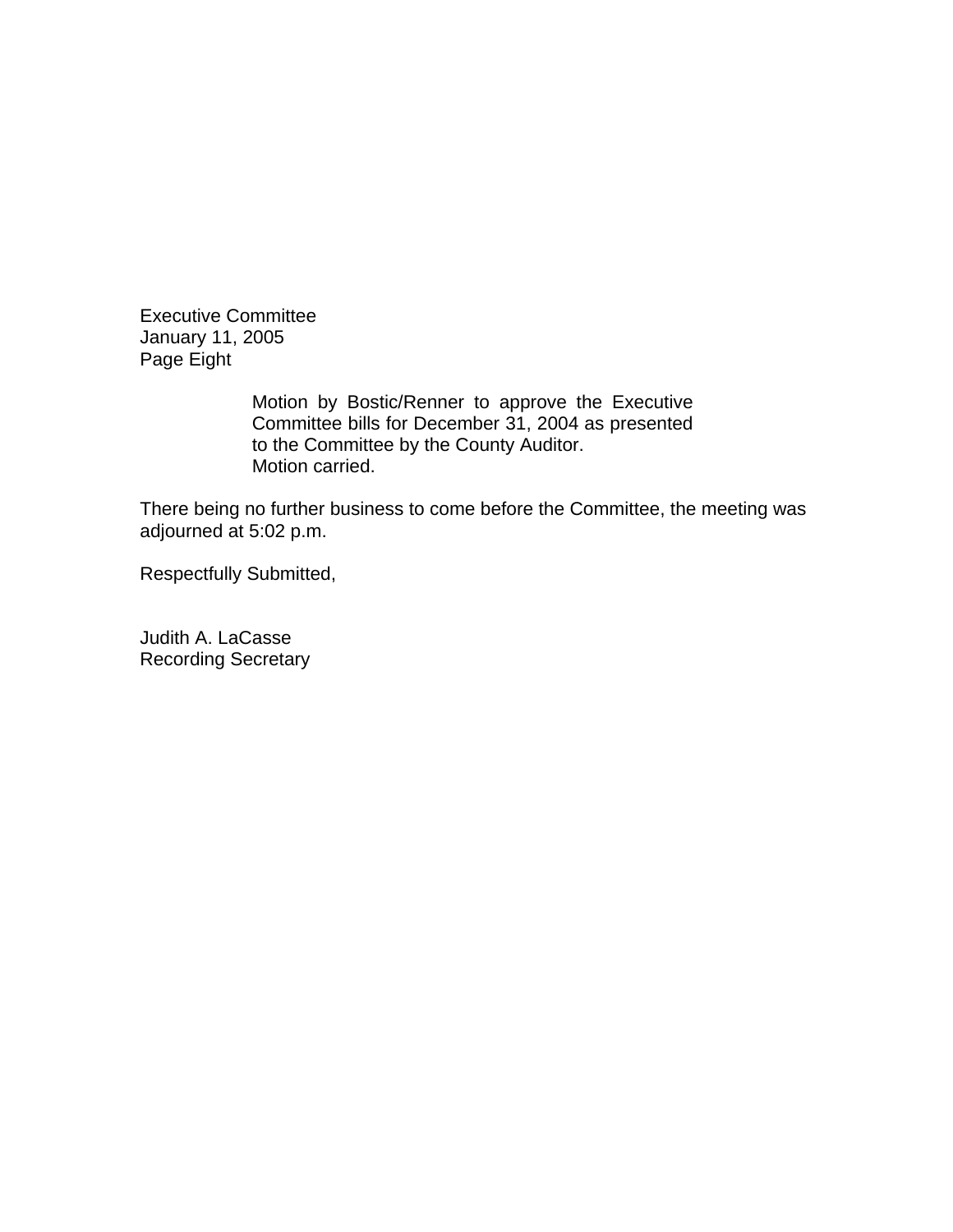Motion by Bostic/Renner to approve the Executive Committee bills for December 31, 2004 as presented to the Committee by the County Auditor.
Motion carried.

There being no further business to come before the Committee, the meeting was adjourned at 5:02 p.m.

Respectfully Submitted,

Judith A. LaCasse
Recording Secretary